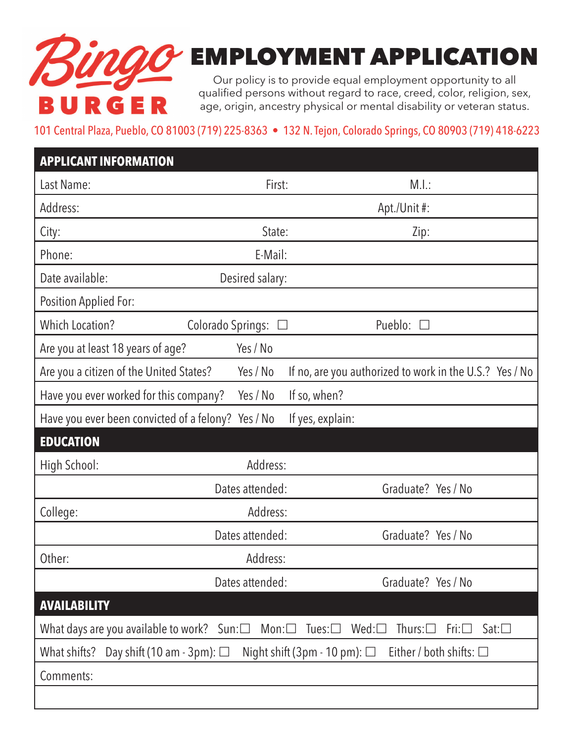# Bingo BURGER

# EMPLOYMENT APPLICATION

Our policy is to provide equal employment opportunity to all qualified persons without regard to race, creed, color, religion, sex, age, origin, ancestry physical or mental disability or veteran status.

101 Central Plaza, Pueblo, CO 81003 (719) 225-8363 • 132 N. Tejon, Colorado Springs, CO 80903 (719) 418-6223

## APPLICANT INFORMATION

| | | |
|---|---|---|
| Last Name: | First: | M.I.: |
| Address: | | Apt./Unit #: |
| City: | State: | Zip: |
| Phone: | E-Mail: | |
| Date available: | Desired salary: | |
| Position Applied For: | | |
| Which Location? | Colorado Springs: ☐ | Pueblo: ☐ |
| Are you at least 18 years of age? | Yes / No | |
| Are you a citizen of the United States? | Yes / No | If no, are you authorized to work in the U.S.? Yes / No |
| Have you ever worked for this company? | Yes / No | If so, when? |
| Have you ever been convicted of a felony? | Yes / No | If yes, explain: |

## EDUCATION

| | | |
|---|---|---|
| High School: | Address: | |
| | Dates attended: | Graduate? Yes / No |
| College: | Address: | |
| | Dates attended: | Graduate? Yes / No |
| Other: | Address: | |
| | Dates attended: | Graduate? Yes / No |

## AVAILABILITY

What days are you available to work? Sun:☐ Mon:☐ Tues:☐ Wed:☐ Thurs:☐ Fri:☐ Sat:☐

What shifts? Day shift (10 am - 3pm): ☐ Night shift (3pm - 10 pm): ☐ Either / both shifts: ☐

Comments: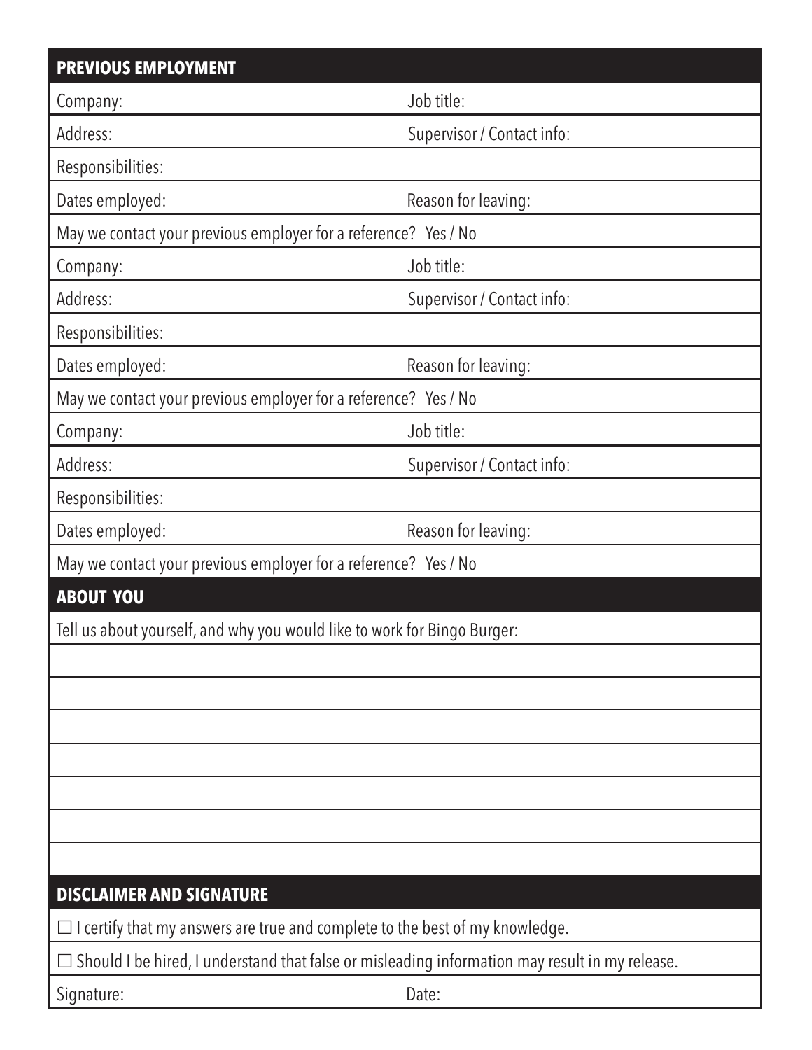## PREVIOUS EMPLOYMENT

| | |
|---|---|
| Company: | Job title: |
| Address: | Supervisor / Contact info: |
| Responsibilities: | |
| Dates employed: | Reason for leaving: |
| May we contact your previous employer for a reference? Yes / No | |
| Company: | Job title: |
| Address: | Supervisor / Contact info: |
| Responsibilities: | |
| Dates employed: | Reason for leaving: |
| May we contact your previous employer for a reference? Yes / No | |
| Company: | Job title: |
| Address: | Supervisor / Contact info: |
| Responsibilities: | |
| Dates employed: | Reason for leaving: |
| May we contact your previous employer for a reference? Yes / No | |

## ABOUT YOU

Tell us about yourself, and why you would like to work for Bingo Burger:

## DISCLAIMER AND SIGNATURE

☐ I certify that my answers are true and complete to the best of my knowledge.

☐ Should I be hired, I understand that false or misleading information may result in my release.

| | |
|---|---|
| Signature: | Date: |